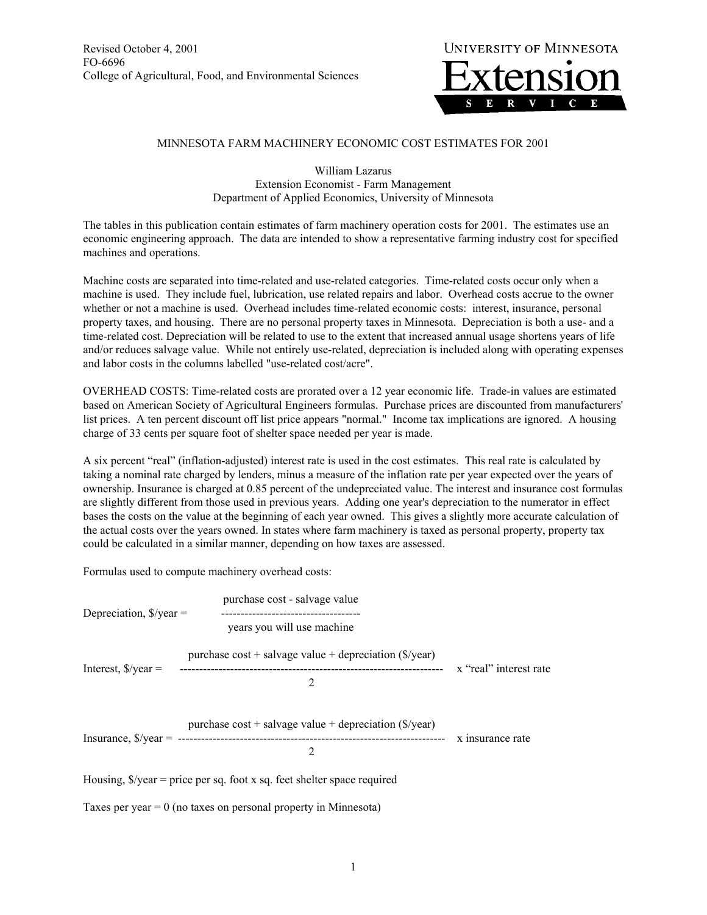Revised October 4, 2001
FO-6696
College of Agricultural, Food, and Environmental Sciences

University of Minnesota Extension Service

# MINNESOTA FARM MACHINERY ECONOMIC COST ESTIMATES FOR 2001

William Lazarus
Extension Economist - Farm Management
Department of Applied Economics, University of Minnesota

The tables in this publication contain estimates of farm machinery operation costs for 2001. The estimates use an economic engineering approach. The data are intended to show a representative farming industry cost for specified machines and operations.

Machine costs are separated into time-related and use-related categories. Time-related costs occur only when a machine is used. They include fuel, lubrication, use related repairs and labor. Overhead costs accrue to the owner whether or not a machine is used. Overhead includes time-related economic costs: interest, insurance, personal property taxes, and housing. There are no personal property taxes in Minnesota. Depreciation is both a use- and a time-related cost. Depreciation will be related to use to the extent that increased annual usage shortens years of life and/or reduces salvage value. While not entirely use-related, depreciation is included along with operating expenses and labor costs in the columns labelled "use-related cost/acre".

OVERHEAD COSTS: Time-related costs are prorated over a 12 year economic life. Trade-in values are estimated based on American Society of Agricultural Engineers formulas. Purchase prices are discounted from manufacturers' list prices. A ten percent discount off list price appears "normal." Income tax implications are ignored. A housing charge of 33 cents per square foot of shelter space needed per year is made.

A six percent "real" (inflation-adjusted) interest rate is used in the cost estimates. This real rate is calculated by taking a nominal rate charged by lenders, minus a measure of the inflation rate per year expected over the years of ownership. Insurance is charged at 0.85 percent of the undepreciated value. The interest and insurance cost formulas are slightly different from those used in previous years. Adding one year's depreciation to the numerator in effect bases the costs on the value at the beginning of each year owned. This gives a slightly more accurate calculation of the actual costs over the years owned. In states where farm machinery is taxed as personal property, property tax could be calculated in a similar manner, depending on how taxes are assessed.

Formulas used to compute machinery overhead costs:

$$\text{Depreciation, \$/year} = \frac{\text{purchase cost - salvage value}}{\text{years you will use machine}}$$

$$\text{Interest, \$/year} = \frac{\text{purchase cost + salvage value + depreciation (\$/year)}}{2} \times \text{"real" interest rate}$$

$$\text{Insurance, \$/year} = \frac{\text{purchase cost + salvage value + depreciation (\$/year)}}{2} \times \text{insurance rate}$$

Housing, \$/year = price per sq. foot x sq. feet shelter space required

Taxes per year = 0 (no taxes on personal property in Minnesota)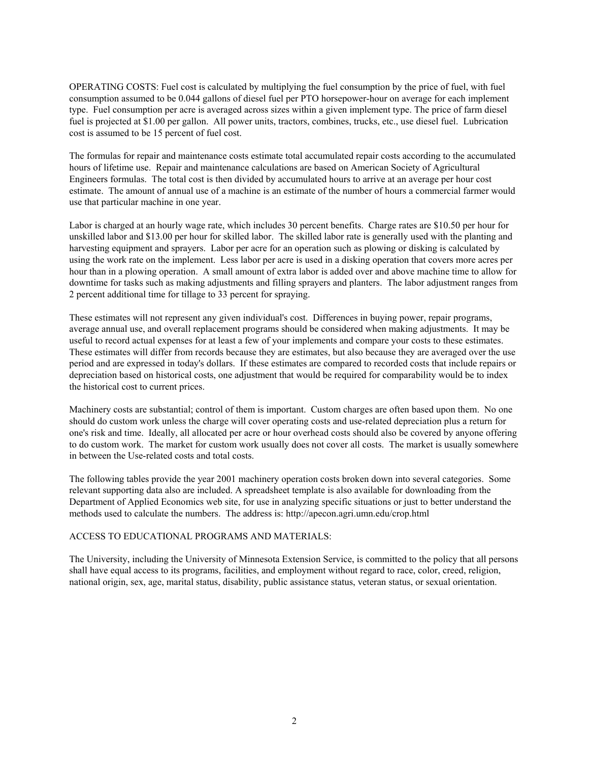OPERATING COSTS: Fuel cost is calculated by multiplying the fuel consumption by the price of fuel, with fuel consumption assumed to be 0.044 gallons of diesel fuel per PTO horsepower-hour on average for each implement type. Fuel consumption per acre is averaged across sizes within a given implement type. The price of farm diesel fuel is projected at $1.00 per gallon. All power units, tractors, combines, trucks, etc., use diesel fuel. Lubrication cost is assumed to be 15 percent of fuel cost.

The formulas for repair and maintenance costs estimate total accumulated repair costs according to the accumulated hours of lifetime use. Repair and maintenance calculations are based on American Society of Agricultural Engineers formulas. The total cost is then divided by accumulated hours to arrive at an average per hour cost estimate. The amount of annual use of a machine is an estimate of the number of hours a commercial farmer would use that particular machine in one year.

Labor is charged at an hourly wage rate, which includes 30 percent benefits. Charge rates are $10.50 per hour for unskilled labor and $13.00 per hour for skilled labor. The skilled labor rate is generally used with the planting and harvesting equipment and sprayers. Labor per acre for an operation such as plowing or disking is calculated by using the work rate on the implement. Less labor per acre is used in a disking operation that covers more acres per hour than in a plowing operation. A small amount of extra labor is added over and above machine time to allow for downtime for tasks such as making adjustments and filling sprayers and planters. The labor adjustment ranges from 2 percent additional time for tillage to 33 percent for spraying.

These estimates will not represent any given individual's cost. Differences in buying power, repair programs, average annual use, and overall replacement programs should be considered when making adjustments. It may be useful to record actual expenses for at least a few of your implements and compare your costs to these estimates. These estimates will differ from records because they are estimates, but also because they are averaged over the use period and are expressed in today's dollars. If these estimates are compared to recorded costs that include repairs or depreciation based on historical costs, one adjustment that would be required for comparability would be to index the historical cost to current prices.

Machinery costs are substantial; control of them is important. Custom charges are often based upon them. No one should do custom work unless the charge will cover operating costs and use-related depreciation plus a return for one's risk and time. Ideally, all allocated per acre or hour overhead costs should also be covered by anyone offering to do custom work. The market for custom work usually does not cover all costs. The market is usually somewhere in between the Use-related costs and total costs.

The following tables provide the year 2001 machinery operation costs broken down into several categories. Some relevant supporting data also are included. A spreadsheet template is also available for downloading from the Department of Applied Economics web site, for use in analyzing specific situations or just to better understand the methods used to calculate the numbers. The address is: http://apecon.agri.umn.edu/crop.html

ACCESS TO EDUCATIONAL PROGRAMS AND MATERIALS:

The University, including the University of Minnesota Extension Service, is committed to the policy that all persons shall have equal access to its programs, facilities, and employment without regard to race, color, creed, religion, national origin, sex, age, marital status, disability, public assistance status, veteran status, or sexual orientation.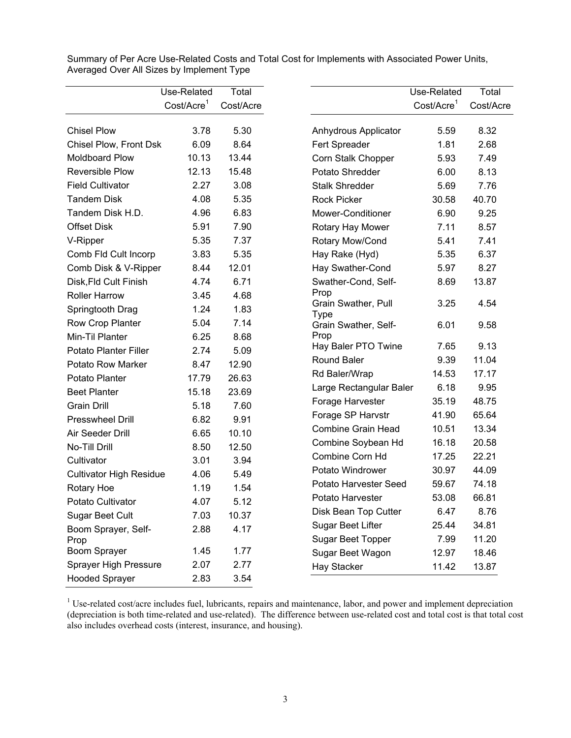Summary of Per Acre Use-Related Costs and Total Cost for Implements with Associated Power Units, Averaged Over All Sizes by Implement Type

| | Use-Related Cost/Acre[1] | Total Cost/Acre |
|---|---|---|
| Chisel Plow | 3.78 | 5.30 |
| Chisel Plow, Front Dsk | 6.09 | 8.64 |
| Moldboard Plow | 10.13 | 13.44 |
| Reversible Plow | 12.13 | 15.48 |
| Field Cultivator | 2.27 | 3.08 |
| Tandem Disk | 4.08 | 5.35 |
| Tandem Disk H.D. | 4.96 | 6.83 |
| Offset Disk | 5.91 | 7.90 |
| V-Ripper | 5.35 | 7.37 |
| Comb Fld Cult Incorp | 3.83 | 5.35 |
| Comb Disk & V-Ripper | 8.44 | 12.01 |
| Disk,Fld Cult Finish | 4.74 | 6.71 |
| Roller Harrow | 3.45 | 4.68 |
| Springtooth Drag | 1.24 | 1.83 |
| Row Crop Planter | 5.04 | 7.14 |
| Min-Til Planter | 6.25 | 8.68 |
| Potato Planter Filler | 2.74 | 5.09 |
| Potato Row Marker | 8.47 | 12.90 |
| Potato Planter | 17.79 | 26.63 |
| Beet Planter | 15.18 | 23.69 |
| Grain Drill | 5.18 | 7.60 |
| Presswheel Drill | 6.82 | 9.91 |
| Air Seeder Drill | 6.65 | 10.10 |
| No-Till Drill | 8.50 | 12.50 |
| Cultivator | 3.01 | 3.94 |
| Cultivator High Residue | 4.06 | 5.49 |
| Rotary Hoe | 1.19 | 1.54 |
| Potato Cultivator | 4.07 | 5.12 |
| Sugar Beet Cult | 7.03 | 10.37 |
| Boom Sprayer, Self-Prop | 2.88 | 4.17 |
| Boom Sprayer | 1.45 | 1.77 |
| Sprayer High Pressure | 2.07 | 2.77 |
| Hooded Sprayer | 2.83 | 3.54 |

| | Use-Related Cost/Acre[1] | Total Cost/Acre |
|---|---|---|
| Anhydrous Applicator | 5.59 | 8.32 |
| Fert Spreader | 1.81 | 2.68 |
| Corn Stalk Chopper | 5.93 | 7.49 |
| Potato Shredder | 6.00 | 8.13 |
| Stalk Shredder | 5.69 | 7.76 |
| Rock Picker | 30.58 | 40.70 |
| Mower-Conditioner | 6.90 | 9.25 |
| Rotary Hay Mower | 7.11 | 8.57 |
| Rotary Mow/Cond | 5.41 | 7.41 |
| Hay Rake (Hyd) | 5.35 | 6.37 |
| Hay Swather-Cond | 5.97 | 8.27 |
| Swather-Cond, Self-Prop | 8.69 | 13.87 |
| Grain Swather, Pull Type | 3.25 | 4.54 |
| Grain Swather, Self-Prop | 6.01 | 9.58 |
| Hay Baler PTO Twine | 7.65 | 9.13 |
| Round Baler | 9.39 | 11.04 |
| Rd Baler/Wrap | 14.53 | 17.17 |
| Large Rectangular Baler | 6.18 | 9.95 |
| Forage Harvester | 35.19 | 48.75 |
| Forage SP Harvstr | 41.90 | 65.64 |
| Combine Grain Head | 10.51 | 13.34 |
| Combine Soybean Hd | 16.18 | 20.58 |
| Combine Corn Hd | 17.25 | 22.21 |
| Potato Windrower | 30.97 | 44.09 |
| Potato Harvester Seed | 59.67 | 74.18 |
| Potato Harvester | 53.08 | 66.81 |
| Disk Bean Top Cutter | 6.47 | 8.76 |
| Sugar Beet Lifter | 25.44 | 34.81 |
| Sugar Beet Topper | 7.99 | 11.20 |
| Sugar Beet Wagon | 12.97 | 18.46 |
| Hay Stacker | 11.42 | 13.87 |

[1] Use-related cost/acre includes fuel, lubricants, repairs and maintenance, labor, and power and implement depreciation (depreciation is both time-related and use-related). The difference between use-related cost and total cost is that total cost also includes overhead costs (interest, insurance, and housing).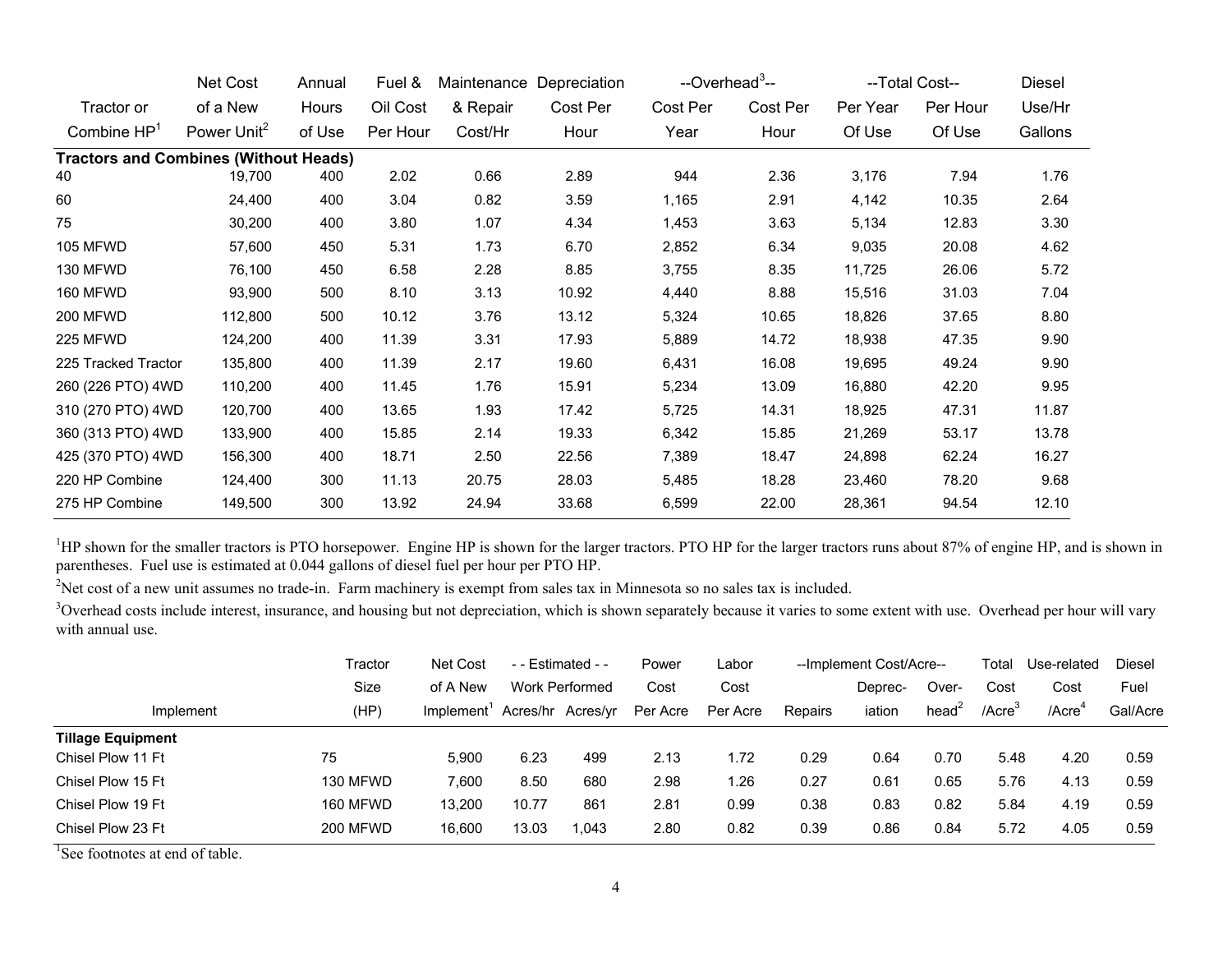| Tractor or Combine HP[1] | Net Cost of a New Power Unit[2] | Annual Hours of Use | Fuel & Oil Cost Per Hour | Maintenance & Repair Cost/Hr | Depreciation Cost Per Hour | --Overhead[3]-- Cost Per Year | Cost Per Hour | --Total Cost-- Per Year Of Use | Per Hour Of Use | Diesel Use/Hr Gallons |
|---|---|---|---|---|---|---|---|---|---|---|
| **Tractors and Combines (Without Heads)** | | | | | | | | | | |
| 40 | 19,700 | 400 | 2.02 | 0.66 | 2.89 | 944 | 2.36 | 3,176 | 7.94 | 1.76 |
| 60 | 24,400 | 400 | 3.04 | 0.82 | 3.59 | 1,165 | 2.91 | 4,142 | 10.35 | 2.64 |
| 75 | 30,200 | 400 | 3.80 | 1.07 | 4.34 | 1,453 | 3.63 | 5,134 | 12.83 | 3.30 |
| 105 MFWD | 57,600 | 450 | 5.31 | 1.73 | 6.70 | 2,852 | 6.34 | 9,035 | 20.08 | 4.62 |
| 130 MFWD | 76,100 | 450 | 6.58 | 2.28 | 8.85 | 3,755 | 8.35 | 11,725 | 26.06 | 5.72 |
| 160 MFWD | 93,900 | 500 | 8.10 | 3.13 | 10.92 | 4,440 | 8.88 | 15,516 | 31.03 | 7.04 |
| 200 MFWD | 112,800 | 500 | 10.12 | 3.76 | 13.12 | 5,324 | 10.65 | 18,826 | 37.65 | 8.80 |
| 225 MFWD | 124,200 | 400 | 11.39 | 3.31 | 17.93 | 5,889 | 14.72 | 18,938 | 47.35 | 9.90 |
| 225 Tracked Tractor | 135,800 | 400 | 11.39 | 2.17 | 19.60 | 6,431 | 16.08 | 19,695 | 49.24 | 9.90 |
| 260 (226 PTO) 4WD | 110,200 | 400 | 11.45 | 1.76 | 15.91 | 5,234 | 13.09 | 16,880 | 42.20 | 9.95 |
| 310 (270 PTO) 4WD | 120,700 | 400 | 13.65 | 1.93 | 17.42 | 5,725 | 14.31 | 18,925 | 47.31 | 11.87 |
| 360 (313 PTO) 4WD | 133,900 | 400 | 15.85 | 2.14 | 19.33 | 6,342 | 15.85 | 21,269 | 53.17 | 13.78 |
| 425 (370 PTO) 4WD | 156,300 | 400 | 18.71 | 2.50 | 22.56 | 7,389 | 18.47 | 24,898 | 62.24 | 16.27 |
| 220 HP Combine | 124,400 | 300 | 11.13 | 20.75 | 28.03 | 5,485 | 18.28 | 23,460 | 78.20 | 9.68 |
| 275 HP Combine | 149,500 | 300 | 13.92 | 24.94 | 33.68 | 6,599 | 22.00 | 28,361 | 94.54 | 12.10 |

[1]HP shown for the smaller tractors is PTO horsepower. Engine HP is shown for the larger tractors. PTO HP for the larger tractors runs about 87% of engine HP, and is shown in parentheses. Fuel use is estimated at 0.044 gallons of diesel fuel per hour per PTO HP.

[2]Net cost of a new unit assumes no trade-in. Farm machinery is exempt from sales tax in Minnesota so no sales tax is included.

[3]Overhead costs include interest, insurance, and housing but not depreciation, which is shown separately because it varies to some extent with use. Overhead per hour will vary with annual use.

| Implement | Tractor Size (HP) | Net Cost of A New Implement[1] | - - Estimated - - Work Performed Acres/hr | Acres/yr | Power Cost Per Acre | Labor Cost Per Acre | --Implement Cost/Acre-- Repairs | Depreciation | Overhead[2] | Total Cost /Acre[3] | Use-related Cost /Acre[4] | Diesel Fuel Gal/Acre |
|---|---|---|---|---|---|---|---|---|---|---|---|---|
| **Tillage Equipment** | | | | | | | | | | | | |
| Chisel Plow 11 Ft | 75 | 5,900 | 6.23 | 499 | 2.13 | 1.72 | 0.29 | 0.64 | 0.70 | 5.48 | 4.20 | 0.59 |
| Chisel Plow 15 Ft | 130 MFWD | 7,600 | 8.50 | 680 | 2.98 | 1.26 | 0.27 | 0.61 | 0.65 | 5.76 | 4.13 | 0.59 |
| Chisel Plow 19 Ft | 160 MFWD | 13,200 | 10.77 | 861 | 2.81 | 0.99 | 0.38 | 0.83 | 0.82 | 5.84 | 4.19 | 0.59 |
| Chisel Plow 23 Ft | 200 MFWD | 16,600 | 13.03 | 1,043 | 2.80 | 0.82 | 0.39 | 0.86 | 0.84 | 5.72 | 4.05 | 0.59 |

[1]See footnotes at end of table.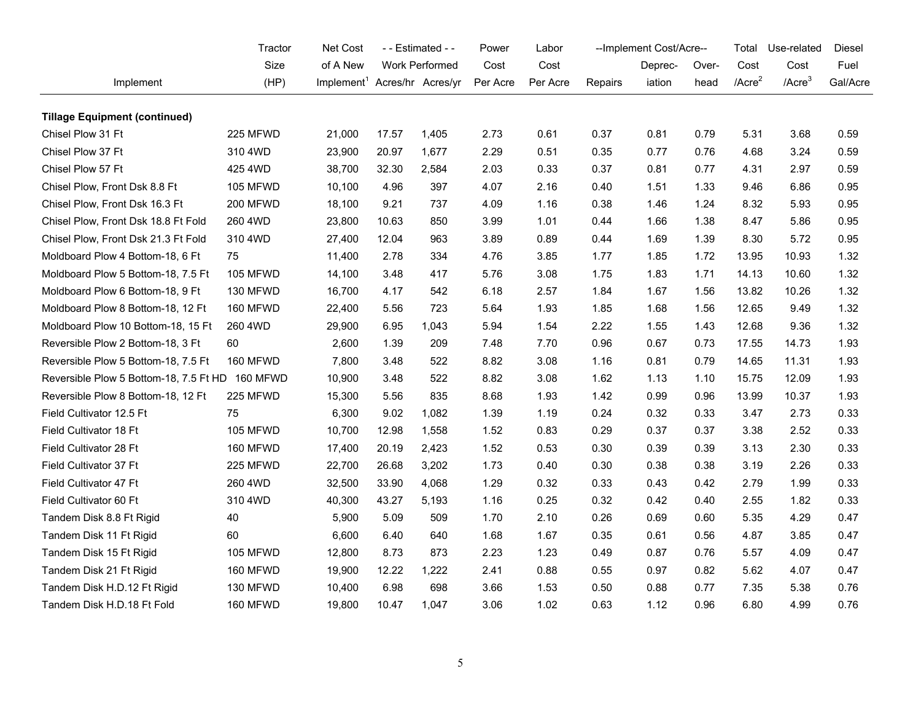| Implement | Tractor Size (HP) | Net Cost of A New Implement[1] | - - Estimated - - Work Performed Acres/hr | Acres/yr | Power Cost Per Acre | Labor Cost Per Acre | --Implement Cost/Acre-- Repairs | Depreciation | Overhead | Total Cost /Acre[2] | Use-related Cost /Acre[3] | Diesel Fuel Gal/Acre |
|---|---|---|---|---|---|---|---|---|---|---|---|---|
| **Tillage Equipment (continued)** | | | | | | | | | | | | |
| Chisel Plow 31 Ft | 225 MFWD | 21,000 | 17.57 | 1,405 | 2.73 | 0.61 | 0.37 | 0.81 | 0.79 | 5.31 | 3.68 | 0.59 |
| Chisel Plow 37 Ft | 310 4WD | 23,900 | 20.97 | 1,677 | 2.29 | 0.51 | 0.35 | 0.77 | 0.76 | 4.68 | 3.24 | 0.59 |
| Chisel Plow 57 Ft | 425 4WD | 38,700 | 32.30 | 2,584 | 2.03 | 0.33 | 0.37 | 0.81 | 0.77 | 4.31 | 2.97 | 0.59 |
| Chisel Plow, Front Dsk 8.8 Ft | 105 MFWD | 10,100 | 4.96 | 397 | 4.07 | 2.16 | 0.40 | 1.51 | 1.33 | 9.46 | 6.86 | 0.95 |
| Chisel Plow, Front Dsk 16.3 Ft | 200 MFWD | 18,100 | 9.21 | 737 | 4.09 | 1.16 | 0.38 | 1.46 | 1.24 | 8.32 | 5.93 | 0.95 |
| Chisel Plow, Front Dsk 18.8 Ft Fold | 260 4WD | 23,800 | 10.63 | 850 | 3.99 | 1.01 | 0.44 | 1.66 | 1.38 | 8.47 | 5.86 | 0.95 |
| Chisel Plow, Front Dsk 21.3 Ft Fold | 310 4WD | 27,400 | 12.04 | 963 | 3.89 | 0.89 | 0.44 | 1.69 | 1.39 | 8.30 | 5.72 | 0.95 |
| Moldboard Plow 4 Bottom-18, 6 Ft | 75 | 11,400 | 2.78 | 334 | 4.76 | 3.85 | 1.77 | 1.85 | 1.72 | 13.95 | 10.93 | 1.32 |
| Moldboard Plow 5 Bottom-18, 7.5 Ft | 105 MFWD | 14,100 | 3.48 | 417 | 5.76 | 3.08 | 1.75 | 1.83 | 1.71 | 14.13 | 10.60 | 1.32 |
| Moldboard Plow 6 Bottom-18, 9 Ft | 130 MFWD | 16,700 | 4.17 | 542 | 6.18 | 2.57 | 1.84 | 1.67 | 1.56 | 13.82 | 10.26 | 1.32 |
| Moldboard Plow 8 Bottom-18, 12 Ft | 160 MFWD | 22,400 | 5.56 | 723 | 5.64 | 1.93 | 1.85 | 1.68 | 1.56 | 12.65 | 9.49 | 1.32 |
| Moldboard Plow 10 Bottom-18, 15 Ft | 260 4WD | 29,900 | 6.95 | 1,043 | 5.94 | 1.54 | 2.22 | 1.55 | 1.43 | 12.68 | 9.36 | 1.32 |
| Reversible Plow 2 Bottom-18, 3 Ft | 60 | 2,600 | 1.39 | 209 | 7.48 | 7.70 | 0.96 | 0.67 | 0.73 | 17.55 | 14.73 | 1.93 |
| Reversible Plow 5 Bottom-18, 7.5 Ft | 160 MFWD | 7,800 | 3.48 | 522 | 8.82 | 3.08 | 1.16 | 0.81 | 0.79 | 14.65 | 11.31 | 1.93 |
| Reversible Plow 5 Bottom-18, 7.5 Ft HD | 160 MFWD | 10,900 | 3.48 | 522 | 8.82 | 3.08 | 1.62 | 1.13 | 1.10 | 15.75 | 12.09 | 1.93 |
| Reversible Plow 8 Bottom-18, 12 Ft | 225 MFWD | 15,300 | 5.56 | 835 | 8.68 | 1.93 | 1.42 | 0.99 | 0.96 | 13.99 | 10.37 | 1.93 |
| Field Cultivator 12.5 Ft | 75 | 6,300 | 9.02 | 1,082 | 1.39 | 1.19 | 0.24 | 0.32 | 0.33 | 3.47 | 2.73 | 0.33 |
| Field Cultivator 18 Ft | 105 MFWD | 10,700 | 12.98 | 1,558 | 1.52 | 0.83 | 0.29 | 0.37 | 0.37 | 3.38 | 2.52 | 0.33 |
| Field Cultivator 28 Ft | 160 MFWD | 17,400 | 20.19 | 2,423 | 1.52 | 0.53 | 0.30 | 0.39 | 0.39 | 3.13 | 2.30 | 0.33 |
| Field Cultivator 37 Ft | 225 MFWD | 22,700 | 26.68 | 3,202 | 1.73 | 0.40 | 0.30 | 0.38 | 0.38 | 3.19 | 2.26 | 0.33 |
| Field Cultivator 47 Ft | 260 4WD | 32,500 | 33.90 | 4,068 | 1.29 | 0.32 | 0.33 | 0.43 | 0.42 | 2.79 | 1.99 | 0.33 |
| Field Cultivator 60 Ft | 310 4WD | 40,300 | 43.27 | 5,193 | 1.16 | 0.25 | 0.32 | 0.42 | 0.40 | 2.55 | 1.82 | 0.33 |
| Tandem Disk 8.8 Ft Rigid | 40 | 5,900 | 5.09 | 509 | 1.70 | 2.10 | 0.26 | 0.69 | 0.60 | 5.35 | 4.29 | 0.47 |
| Tandem Disk 11 Ft Rigid | 60 | 6,600 | 6.40 | 640 | 1.68 | 1.67 | 0.35 | 0.61 | 0.56 | 4.87 | 3.85 | 0.47 |
| Tandem Disk 15 Ft Rigid | 105 MFWD | 12,800 | 8.73 | 873 | 2.23 | 1.23 | 0.49 | 0.87 | 0.76 | 5.57 | 4.09 | 0.47 |
| Tandem Disk 21 Ft Rigid | 160 MFWD | 19,900 | 12.22 | 1,222 | 2.41 | 0.88 | 0.55 | 0.97 | 0.82 | 5.62 | 4.07 | 0.47 |
| Tandem Disk H.D.12 Ft Rigid | 130 MFWD | 10,400 | 6.98 | 698 | 3.66 | 1.53 | 0.50 | 0.88 | 0.77 | 7.35 | 5.38 | 0.76 |
| Tandem Disk H.D.18 Ft Fold | 160 MFWD | 19,800 | 10.47 | 1,047 | 3.06 | 1.02 | 0.63 | 1.12 | 0.96 | 6.80 | 4.99 | 0.76 |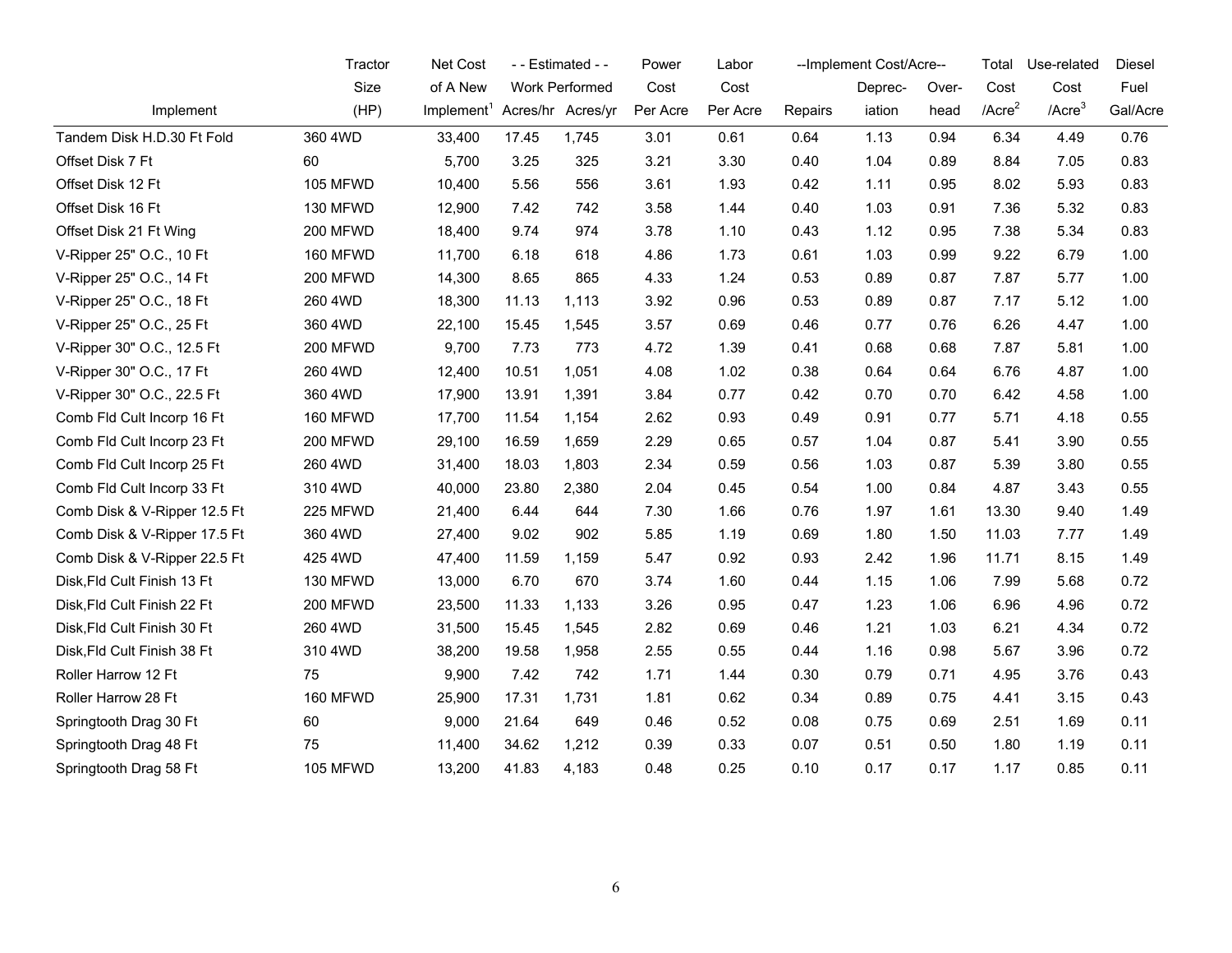| Implement | Tractor Size (HP) | Net Cost of A New Implement[1] | - - Estimated - - Work Performed Acres/hr | Acres/yr | Power Cost Per Acre | Labor Cost Per Acre | --Implement Cost/Acre-- Repairs | Depreciation | Overhead | Total Cost /Acre[2] | Use-related Cost /Acre[3] | Diesel Fuel Gal/Acre |
|---|---|---|---|---|---|---|---|---|---|---|---|---|
| Tandem Disk H.D.30 Ft Fold | 360 4WD | 33,400 | 17.45 | 1,745 | 3.01 | 0.61 | 0.64 | 1.13 | 0.94 | 6.34 | 4.49 | 0.76 |
| Offset Disk 7 Ft | 60 | 5,700 | 3.25 | 325 | 3.21 | 3.30 | 0.40 | 1.04 | 0.89 | 8.84 | 7.05 | 0.83 |
| Offset Disk 12 Ft | 105 MFWD | 10,400 | 5.56 | 556 | 3.61 | 1.93 | 0.42 | 1.11 | 0.95 | 8.02 | 5.93 | 0.83 |
| Offset Disk 16 Ft | 130 MFWD | 12,900 | 7.42 | 742 | 3.58 | 1.44 | 0.40 | 1.03 | 0.91 | 7.36 | 5.32 | 0.83 |
| Offset Disk 21 Ft Wing | 200 MFWD | 18,400 | 9.74 | 974 | 3.78 | 1.10 | 0.43 | 1.12 | 0.95 | 7.38 | 5.34 | 0.83 |
| V-Ripper 25" O.C., 10 Ft | 160 MFWD | 11,700 | 6.18 | 618 | 4.86 | 1.73 | 0.61 | 1.03 | 0.99 | 9.22 | 6.79 | 1.00 |
| V-Ripper 25" O.C., 14 Ft | 200 MFWD | 14,300 | 8.65 | 865 | 4.33 | 1.24 | 0.53 | 0.89 | 0.87 | 7.87 | 5.77 | 1.00 |
| V-Ripper 25" O.C., 18 Ft | 260 4WD | 18,300 | 11.13 | 1,113 | 3.92 | 0.96 | 0.53 | 0.89 | 0.87 | 7.17 | 5.12 | 1.00 |
| V-Ripper 25" O.C., 25 Ft | 360 4WD | 22,100 | 15.45 | 1,545 | 3.57 | 0.69 | 0.46 | 0.77 | 0.76 | 6.26 | 4.47 | 1.00 |
| V-Ripper 30" O.C., 12.5 Ft | 200 MFWD | 9,700 | 7.73 | 773 | 4.72 | 1.39 | 0.41 | 0.68 | 0.68 | 7.87 | 5.81 | 1.00 |
| V-Ripper 30" O.C., 17 Ft | 260 4WD | 12,400 | 10.51 | 1,051 | 4.08 | 1.02 | 0.38 | 0.64 | 0.64 | 6.76 | 4.87 | 1.00 |
| V-Ripper 30" O.C., 22.5 Ft | 360 4WD | 17,900 | 13.91 | 1,391 | 3.84 | 0.77 | 0.42 | 0.70 | 0.70 | 6.42 | 4.58 | 1.00 |
| Comb Fld Cult Incorp 16 Ft | 160 MFWD | 17,700 | 11.54 | 1,154 | 2.62 | 0.93 | 0.49 | 0.91 | 0.77 | 5.71 | 4.18 | 0.55 |
| Comb Fld Cult Incorp 23 Ft | 200 MFWD | 29,100 | 16.59 | 1,659 | 2.29 | 0.65 | 0.57 | 1.04 | 0.87 | 5.41 | 3.90 | 0.55 |
| Comb Fld Cult Incorp 25 Ft | 260 4WD | 31,400 | 18.03 | 1,803 | 2.34 | 0.59 | 0.56 | 1.03 | 0.87 | 5.39 | 3.80 | 0.55 |
| Comb Fld Cult Incorp 33 Ft | 310 4WD | 40,000 | 23.80 | 2,380 | 2.04 | 0.45 | 0.54 | 1.00 | 0.84 | 4.87 | 3.43 | 0.55 |
| Comb Disk & V-Ripper 12.5 Ft | 225 MFWD | 21,400 | 6.44 | 644 | 7.30 | 1.66 | 0.76 | 1.97 | 1.61 | 13.30 | 9.40 | 1.49 |
| Comb Disk & V-Ripper 17.5 Ft | 360 4WD | 27,400 | 9.02 | 902 | 5.85 | 1.19 | 0.69 | 1.80 | 1.50 | 11.03 | 7.77 | 1.49 |
| Comb Disk & V-Ripper 22.5 Ft | 425 4WD | 47,400 | 11.59 | 1,159 | 5.47 | 0.92 | 0.93 | 2.42 | 1.96 | 11.71 | 8.15 | 1.49 |
| Disk,Fld Cult Finish 13 Ft | 130 MFWD | 13,000 | 6.70 | 670 | 3.74 | 1.60 | 0.44 | 1.15 | 1.06 | 7.99 | 5.68 | 0.72 |
| Disk,Fld Cult Finish 22 Ft | 200 MFWD | 23,500 | 11.33 | 1,133 | 3.26 | 0.95 | 0.47 | 1.23 | 1.06 | 6.96 | 4.96 | 0.72 |
| Disk,Fld Cult Finish 30 Ft | 260 4WD | 31,500 | 15.45 | 1,545 | 2.82 | 0.69 | 0.46 | 1.21 | 1.03 | 6.21 | 4.34 | 0.72 |
| Disk,Fld Cult Finish 38 Ft | 310 4WD | 38,200 | 19.58 | 1,958 | 2.55 | 0.55 | 0.44 | 1.16 | 0.98 | 5.67 | 3.96 | 0.72 |
| Roller Harrow 12 Ft | 75 | 9,900 | 7.42 | 742 | 1.71 | 1.44 | 0.30 | 0.79 | 0.71 | 4.95 | 3.76 | 0.43 |
| Roller Harrow 28 Ft | 160 MFWD | 25,900 | 17.31 | 1,731 | 1.81 | 0.62 | 0.34 | 0.89 | 0.75 | 4.41 | 3.15 | 0.43 |
| Springtooth Drag 30 Ft | 60 | 9,000 | 21.64 | 649 | 0.46 | 0.52 | 0.08 | 0.75 | 0.69 | 2.51 | 1.69 | 0.11 |
| Springtooth Drag 48 Ft | 75 | 11,400 | 34.62 | 1,212 | 0.39 | 0.33 | 0.07 | 0.51 | 0.50 | 1.80 | 1.19 | 0.11 |
| Springtooth Drag 58 Ft | 105 MFWD | 13,200 | 41.83 | 4,183 | 0.48 | 0.25 | 0.10 | 0.17 | 0.17 | 1.17 | 0.85 | 0.11 |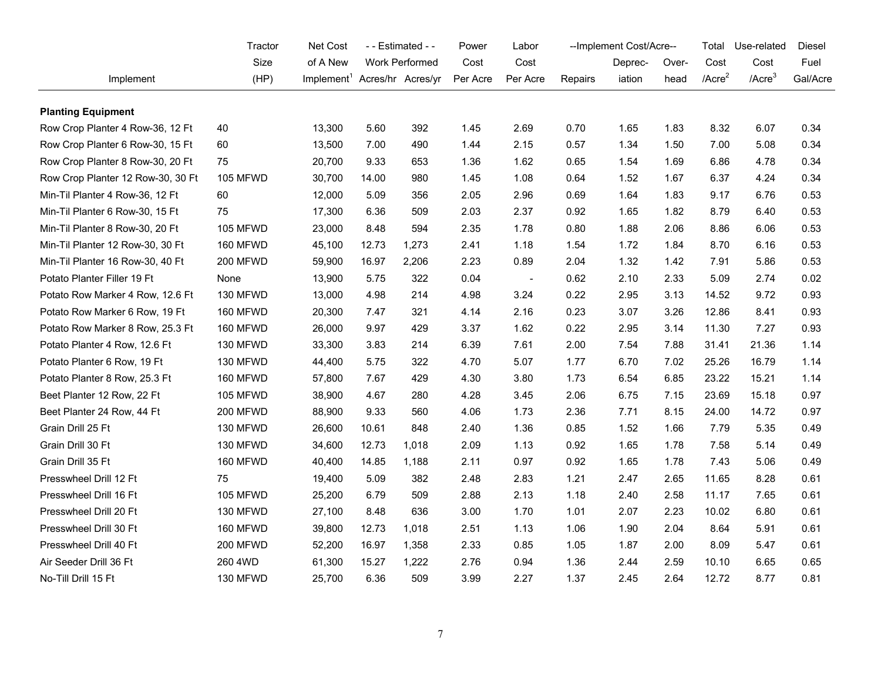| Implement | Tractor Size (HP) | Net Cost of A New Implement[1] | - - Estimated - - Work Performed Acres/hr | Acres/yr | Power Cost Per Acre | Labor Cost Per Acre | --Implement Cost/Acre-- Repairs | Deprec- iation | Over- head | Total Cost /Acre[2] | Use-related Cost /Acre[3] | Diesel Fuel Gal/Acre |
|---|---|---|---|---|---|---|---|---|---|---|---|---|
| **Planting Equipment** | | | | | | | | | | | | |
| Row Crop Planter 4 Row-36, 12 Ft | 40 | 13,300 | 5.60 | 392 | 1.45 | 2.69 | 0.70 | 1.65 | 1.83 | 8.32 | 6.07 | 0.34 |
| Row Crop Planter 6 Row-30, 15 Ft | 60 | 13,500 | 7.00 | 490 | 1.44 | 2.15 | 0.57 | 1.34 | 1.50 | 7.00 | 5.08 | 0.34 |
| Row Crop Planter 8 Row-30, 20 Ft | 75 | 20,700 | 9.33 | 653 | 1.36 | 1.62 | 0.65 | 1.54 | 1.69 | 6.86 | 4.78 | 0.34 |
| Row Crop Planter 12 Row-30, 30 Ft | 105 MFWD | 30,700 | 14.00 | 980 | 1.45 | 1.08 | 0.64 | 1.52 | 1.67 | 6.37 | 4.24 | 0.34 |
| Min-Til Planter 4 Row-36, 12 Ft | 60 | 12,000 | 5.09 | 356 | 2.05 | 2.96 | 0.69 | 1.64 | 1.83 | 9.17 | 6.76 | 0.53 |
| Min-Til Planter 6 Row-30, 15 Ft | 75 | 17,300 | 6.36 | 509 | 2.03 | 2.37 | 0.92 | 1.65 | 1.82 | 8.79 | 6.40 | 0.53 |
| Min-Til Planter 8 Row-30, 20 Ft | 105 MFWD | 23,000 | 8.48 | 594 | 2.35 | 1.78 | 0.80 | 1.88 | 2.06 | 8.86 | 6.06 | 0.53 |
| Min-Til Planter 12 Row-30, 30 Ft | 160 MFWD | 45,100 | 12.73 | 1,273 | 2.41 | 1.18 | 1.54 | 1.72 | 1.84 | 8.70 | 6.16 | 0.53 |
| Min-Til Planter 16 Row-30, 40 Ft | 200 MFWD | 59,900 | 16.97 | 2,206 | 2.23 | 0.89 | 2.04 | 1.32 | 1.42 | 7.91 | 5.86 | 0.53 |
| Potato Planter Filler 19 Ft | None | 13,900 | 5.75 | 322 | 0.04 | - | 0.62 | 2.10 | 2.33 | 5.09 | 2.74 | 0.02 |
| Potato Row Marker 4 Row, 12.6 Ft | 130 MFWD | 13,000 | 4.98 | 214 | 4.98 | 3.24 | 0.22 | 2.95 | 3.13 | 14.52 | 9.72 | 0.93 |
| Potato Row Marker 6 Row, 19 Ft | 160 MFWD | 20,300 | 7.47 | 321 | 4.14 | 2.16 | 0.23 | 3.07 | 3.26 | 12.86 | 8.41 | 0.93 |
| Potato Row Marker 8 Row, 25.3 Ft | 160 MFWD | 26,000 | 9.97 | 429 | 3.37 | 1.62 | 0.22 | 2.95 | 3.14 | 11.30 | 7.27 | 0.93 |
| Potato Planter 4 Row, 12.6 Ft | 130 MFWD | 33,300 | 3.83 | 214 | 6.39 | 7.61 | 2.00 | 7.54 | 7.88 | 31.41 | 21.36 | 1.14 |
| Potato Planter 6 Row, 19 Ft | 130 MFWD | 44,400 | 5.75 | 322 | 4.70 | 5.07 | 1.77 | 6.70 | 7.02 | 25.26 | 16.79 | 1.14 |
| Potato Planter 8 Row, 25.3 Ft | 160 MFWD | 57,800 | 7.67 | 429 | 4.30 | 3.80 | 1.73 | 6.54 | 6.85 | 23.22 | 15.21 | 1.14 |
| Beet Planter 12 Row, 22 Ft | 105 MFWD | 38,900 | 4.67 | 280 | 4.28 | 3.45 | 2.06 | 6.75 | 7.15 | 23.69 | 15.18 | 0.97 |
| Beet Planter 24 Row, 44 Ft | 200 MFWD | 88,900 | 9.33 | 560 | 4.06 | 1.73 | 2.36 | 7.71 | 8.15 | 24.00 | 14.72 | 0.97 |
| Grain Drill 25 Ft | 130 MFWD | 26,600 | 10.61 | 848 | 2.40 | 1.36 | 0.85 | 1.52 | 1.66 | 7.79 | 5.35 | 0.49 |
| Grain Drill 30 Ft | 130 MFWD | 34,600 | 12.73 | 1,018 | 2.09 | 1.13 | 0.92 | 1.65 | 1.78 | 7.58 | 5.14 | 0.49 |
| Grain Drill 35 Ft | 160 MFWD | 40,400 | 14.85 | 1,188 | 2.11 | 0.97 | 0.92 | 1.65 | 1.78 | 7.43 | 5.06 | 0.49 |
| Presswheel Drill 12 Ft | 75 | 19,400 | 5.09 | 382 | 2.48 | 2.83 | 1.21 | 2.47 | 2.65 | 11.65 | 8.28 | 0.61 |
| Presswheel Drill 16 Ft | 105 MFWD | 25,200 | 6.79 | 509 | 2.88 | 2.13 | 1.18 | 2.40 | 2.58 | 11.17 | 7.65 | 0.61 |
| Presswheel Drill 20 Ft | 130 MFWD | 27,100 | 8.48 | 636 | 3.00 | 1.70 | 1.01 | 2.07 | 2.23 | 10.02 | 6.80 | 0.61 |
| Presswheel Drill 30 Ft | 160 MFWD | 39,800 | 12.73 | 1,018 | 2.51 | 1.13 | 1.06 | 1.90 | 2.04 | 8.64 | 5.91 | 0.61 |
| Presswheel Drill 40 Ft | 200 MFWD | 52,200 | 16.97 | 1,358 | 2.33 | 0.85 | 1.05 | 1.87 | 2.00 | 8.09 | 5.47 | 0.61 |
| Air Seeder Drill 36 Ft | 260 4WD | 61,300 | 15.27 | 1,222 | 2.76 | 0.94 | 1.36 | 2.44 | 2.59 | 10.10 | 6.65 | 0.65 |
| No-Till Drill 15 Ft | 130 MFWD | 25,700 | 6.36 | 509 | 3.99 | 2.27 | 1.37 | 2.45 | 2.64 | 12.72 | 8.77 | 0.81 |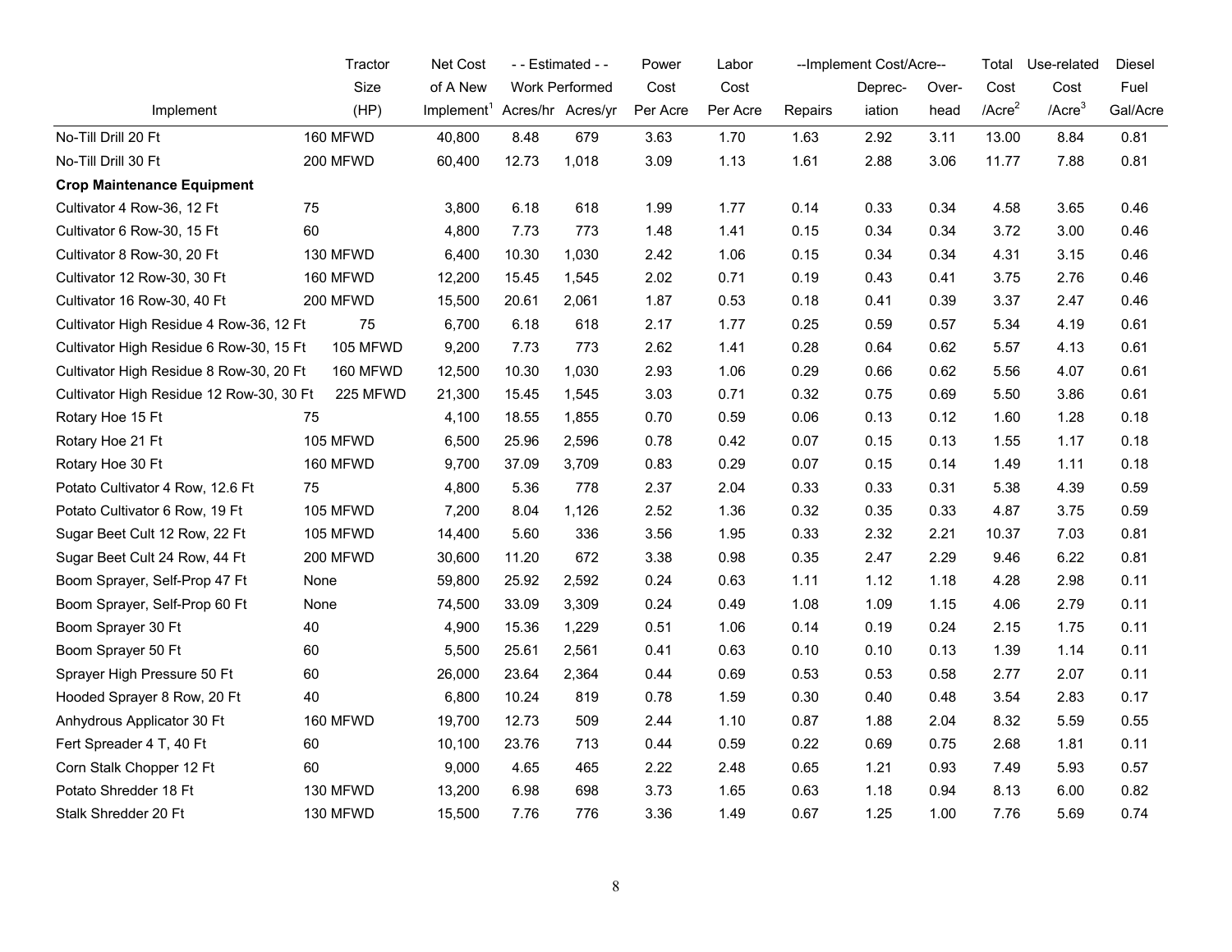| Implement | Tractor Size (HP) | Net Cost of A New Implement[1] | - - Estimated - - Work Performed Acres/hr | Acres/yr | Power Cost Per Acre | Labor Cost Per Acre | --Implement Cost/Acre-- Repairs | Deprec-iation | Over-head | Total Cost /Acre[2] | Use-related Cost /Acre[3] | Diesel Fuel Gal/Acre |
|---|---|---|---|---|---|---|---|---|---|---|---|---|
| No-Till Drill 20 Ft | 160 MFWD | 40,800 | 8.48 | 679 | 3.63 | 1.70 | 1.63 | 2.92 | 3.11 | 13.00 | 8.84 | 0.81 |
| No-Till Drill 30 Ft | 200 MFWD | 60,400 | 12.73 | 1,018 | 3.09 | 1.13 | 1.61 | 2.88 | 3.06 | 11.77 | 7.88 | 0.81 |
| **Crop Maintenance Equipment** | | | | | | | | | | | | |
| Cultivator 4 Row-36, 12 Ft | 75 | 3,800 | 6.18 | 618 | 1.99 | 1.77 | 0.14 | 0.33 | 0.34 | 4.58 | 3.65 | 0.46 |
| Cultivator 6 Row-30, 15 Ft | 60 | 4,800 | 7.73 | 773 | 1.48 | 1.41 | 0.15 | 0.34 | 0.34 | 3.72 | 3.00 | 0.46 |
| Cultivator 8 Row-30, 20 Ft | 130 MFWD | 6,400 | 10.30 | 1,030 | 2.42 | 1.06 | 0.15 | 0.34 | 0.34 | 4.31 | 3.15 | 0.46 |
| Cultivator 12 Row-30, 30 Ft | 160 MFWD | 12,200 | 15.45 | 1,545 | 2.02 | 0.71 | 0.19 | 0.43 | 0.41 | 3.75 | 2.76 | 0.46 |
| Cultivator 16 Row-30, 40 Ft | 200 MFWD | 15,500 | 20.61 | 2,061 | 1.87 | 0.53 | 0.18 | 0.41 | 0.39 | 3.37 | 2.47 | 0.46 |
| Cultivator High Residue 4 Row-36, 12 Ft | 75 | 6,700 | 6.18 | 618 | 2.17 | 1.77 | 0.25 | 0.59 | 0.57 | 5.34 | 4.19 | 0.61 |
| Cultivator High Residue 6 Row-30, 15 Ft | 105 MFWD | 9,200 | 7.73 | 773 | 2.62 | 1.41 | 0.28 | 0.64 | 0.62 | 5.57 | 4.13 | 0.61 |
| Cultivator High Residue 8 Row-30, 20 Ft | 160 MFWD | 12,500 | 10.30 | 1,030 | 2.93 | 1.06 | 0.29 | 0.66 | 0.62 | 5.56 | 4.07 | 0.61 |
| Cultivator High Residue 12 Row-30, 30 Ft | 225 MFWD | 21,300 | 15.45 | 1,545 | 3.03 | 0.71 | 0.32 | 0.75 | 0.69 | 5.50 | 3.86 | 0.61 |
| Rotary Hoe 15 Ft | 75 | 4,100 | 18.55 | 1,855 | 0.70 | 0.59 | 0.06 | 0.13 | 0.12 | 1.60 | 1.28 | 0.18 |
| Rotary Hoe 21 Ft | 105 MFWD | 6,500 | 25.96 | 2,596 | 0.78 | 0.42 | 0.07 | 0.15 | 0.13 | 1.55 | 1.17 | 0.18 |
| Rotary Hoe 30 Ft | 160 MFWD | 9,700 | 37.09 | 3,709 | 0.83 | 0.29 | 0.07 | 0.15 | 0.14 | 1.49 | 1.11 | 0.18 |
| Potato Cultivator 4 Row, 12.6 Ft | 75 | 4,800 | 5.36 | 778 | 2.37 | 2.04 | 0.33 | 0.33 | 0.31 | 5.38 | 4.39 | 0.59 |
| Potato Cultivator 6 Row, 19 Ft | 105 MFWD | 7,200 | 8.04 | 1,126 | 2.52 | 1.36 | 0.32 | 0.35 | 0.33 | 4.87 | 3.75 | 0.59 |
| Sugar Beet Cult 12 Row, 22 Ft | 105 MFWD | 14,400 | 5.60 | 336 | 3.56 | 1.95 | 0.33 | 2.32 | 2.21 | 10.37 | 7.03 | 0.81 |
| Sugar Beet Cult 24 Row, 44 Ft | 200 MFWD | 30,600 | 11.20 | 672 | 3.38 | 0.98 | 0.35 | 2.47 | 2.29 | 9.46 | 6.22 | 0.81 |
| Boom Sprayer, Self-Prop 47 Ft | None | 59,800 | 25.92 | 2,592 | 0.24 | 0.63 | 1.11 | 1.12 | 1.18 | 4.28 | 2.98 | 0.11 |
| Boom Sprayer, Self-Prop 60 Ft | None | 74,500 | 33.09 | 3,309 | 0.24 | 0.49 | 1.08 | 1.09 | 1.15 | 4.06 | 2.79 | 0.11 |
| Boom Sprayer 30 Ft | 40 | 4,900 | 15.36 | 1,229 | 0.51 | 1.06 | 0.14 | 0.19 | 0.24 | 2.15 | 1.75 | 0.11 |
| Boom Sprayer 50 Ft | 60 | 5,500 | 25.61 | 2,561 | 0.41 | 0.63 | 0.10 | 0.10 | 0.13 | 1.39 | 1.14 | 0.11 |
| Sprayer High Pressure 50 Ft | 60 | 26,000 | 23.64 | 2,364 | 0.44 | 0.69 | 0.53 | 0.53 | 0.58 | 2.77 | 2.07 | 0.11 |
| Hooded Sprayer 8 Row, 20 Ft | 40 | 6,800 | 10.24 | 819 | 0.78 | 1.59 | 0.30 | 0.40 | 0.48 | 3.54 | 2.83 | 0.17 |
| Anhydrous Applicator 30 Ft | 160 MFWD | 19,700 | 12.73 | 509 | 2.44 | 1.10 | 0.87 | 1.88 | 2.04 | 8.32 | 5.59 | 0.55 |
| Fert Spreader 4 T, 40 Ft | 60 | 10,100 | 23.76 | 713 | 0.44 | 0.59 | 0.22 | 0.69 | 0.75 | 2.68 | 1.81 | 0.11 |
| Corn Stalk Chopper 12 Ft | 60 | 9,000 | 4.65 | 465 | 2.22 | 2.48 | 0.65 | 1.21 | 0.93 | 7.49 | 5.93 | 0.57 |
| Potato Shredder 18 Ft | 130 MFWD | 13,200 | 6.98 | 698 | 3.73 | 1.65 | 0.63 | 1.18 | 0.94 | 8.13 | 6.00 | 0.82 |
| Stalk Shredder 20 Ft | 130 MFWD | 15,500 | 7.76 | 776 | 3.36 | 1.49 | 0.67 | 1.25 | 1.00 | 7.76 | 5.69 | 0.74 |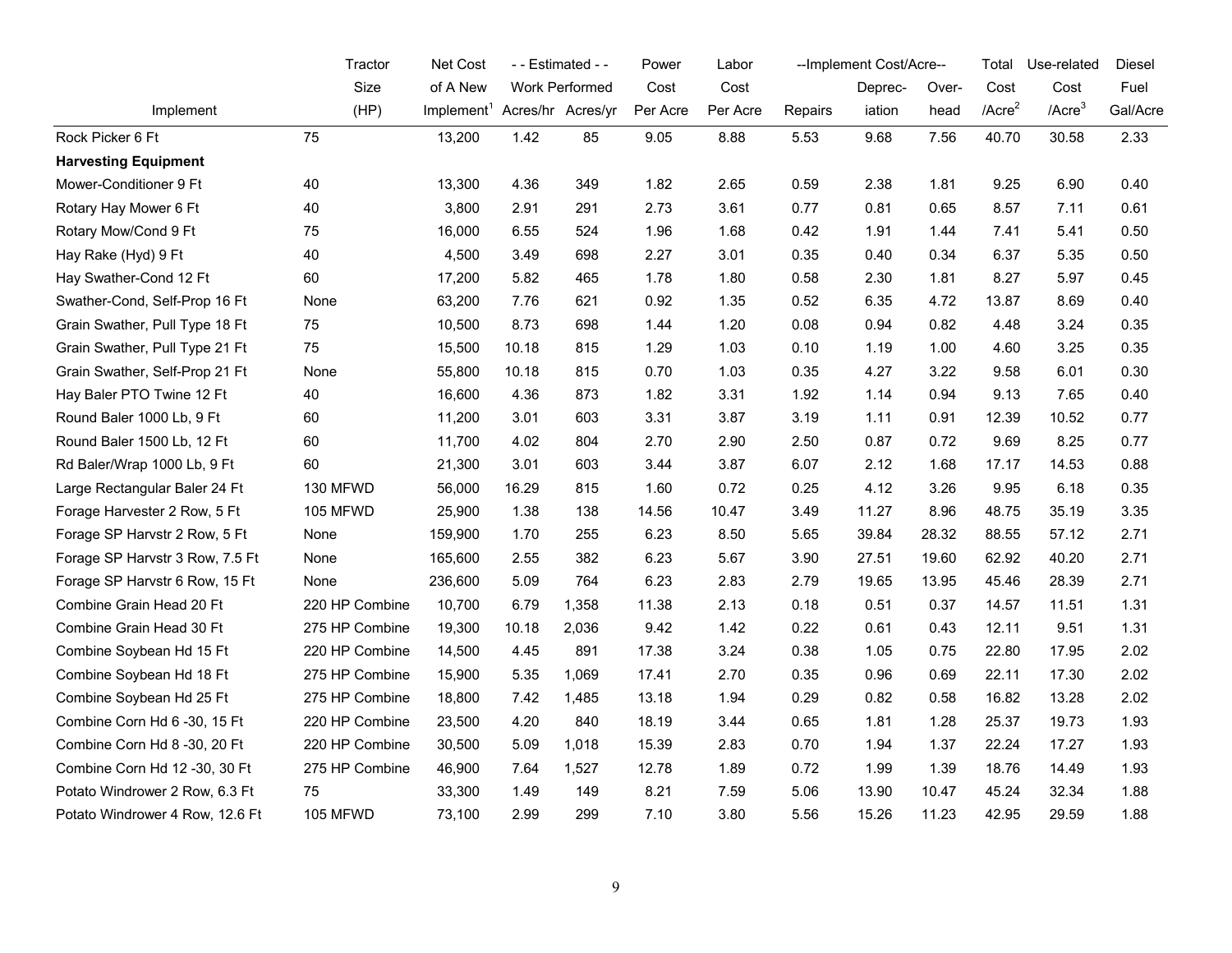| Implement | Tractor Size (HP) | Net Cost of A New Implement[1] | - - Estimated - - Work Performed Acres/hr | Acres/yr | Power Cost Per Acre | Labor Cost Per Acre | --Implement Cost/Acre-- Repairs | Deprec-iation | Over-head | Total Cost /Acre[2] | Use-related Cost /Acre[3] | Diesel Fuel Gal/Acre |
|---|---|---|---|---|---|---|---|---|---|---|---|---|
| Rock Picker 6 Ft | 75 | 13,200 | 1.42 | 85 | 9.05 | 8.88 | 5.53 | 9.68 | 7.56 | 40.70 | 30.58 | 2.33 |
| **Harvesting Equipment** | | | | | | | | | | | | |
| Mower-Conditioner 9 Ft | 40 | 13,300 | 4.36 | 349 | 1.82 | 2.65 | 0.59 | 2.38 | 1.81 | 9.25 | 6.90 | 0.40 |
| Rotary Hay Mower 6 Ft | 40 | 3,800 | 2.91 | 291 | 2.73 | 3.61 | 0.77 | 0.81 | 0.65 | 8.57 | 7.11 | 0.61 |
| Rotary Mow/Cond 9 Ft | 75 | 16,000 | 6.55 | 524 | 1.96 | 1.68 | 0.42 | 1.91 | 1.44 | 7.41 | 5.41 | 0.50 |
| Hay Rake (Hyd) 9 Ft | 40 | 4,500 | 3.49 | 698 | 2.27 | 3.01 | 0.35 | 0.40 | 0.34 | 6.37 | 5.35 | 0.50 |
| Hay Swather-Cond 12 Ft | 60 | 17,200 | 5.82 | 465 | 1.78 | 1.80 | 0.58 | 2.30 | 1.81 | 8.27 | 5.97 | 0.45 |
| Swather-Cond, Self-Prop 16 Ft | None | 63,200 | 7.76 | 621 | 0.92 | 1.35 | 0.52 | 6.35 | 4.72 | 13.87 | 8.69 | 0.40 |
| Grain Swather, Pull Type 18 Ft | 75 | 10,500 | 8.73 | 698 | 1.44 | 1.20 | 0.08 | 0.94 | 0.82 | 4.48 | 3.24 | 0.35 |
| Grain Swather, Pull Type 21 Ft | 75 | 15,500 | 10.18 | 815 | 1.29 | 1.03 | 0.10 | 1.19 | 1.00 | 4.60 | 3.25 | 0.35 |
| Grain Swather, Self-Prop 21 Ft | None | 55,800 | 10.18 | 815 | 0.70 | 1.03 | 0.35 | 4.27 | 3.22 | 9.58 | 6.01 | 0.30 |
| Hay Baler PTO Twine 12 Ft | 40 | 16,600 | 4.36 | 873 | 1.82 | 3.31 | 1.92 | 1.14 | 0.94 | 9.13 | 7.65 | 0.40 |
| Round Baler 1000 Lb, 9 Ft | 60 | 11,200 | 3.01 | 603 | 3.31 | 3.87 | 3.19 | 1.11 | 0.91 | 12.39 | 10.52 | 0.77 |
| Round Baler 1500 Lb, 12 Ft | 60 | 11,700 | 4.02 | 804 | 2.70 | 2.90 | 2.50 | 0.87 | 0.72 | 9.69 | 8.25 | 0.77 |
| Rd Baler/Wrap 1000 Lb, 9 Ft | 60 | 21,300 | 3.01 | 603 | 3.44 | 3.87 | 6.07 | 2.12 | 1.68 | 17.17 | 14.53 | 0.88 |
| Large Rectangular Baler 24 Ft | 130 MFWD | 56,000 | 16.29 | 815 | 1.60 | 0.72 | 0.25 | 4.12 | 3.26 | 9.95 | 6.18 | 0.35 |
| Forage Harvester 2 Row, 5 Ft | 105 MFWD | 25,900 | 1.38 | 138 | 14.56 | 10.47 | 3.49 | 11.27 | 8.96 | 48.75 | 35.19 | 3.35 |
| Forage SP Harvstr 2 Row, 5 Ft | None | 159,900 | 1.70 | 255 | 6.23 | 8.50 | 5.65 | 39.84 | 28.32 | 88.55 | 57.12 | 2.71 |
| Forage SP Harvstr 3 Row, 7.5 Ft | None | 165,600 | 2.55 | 382 | 6.23 | 5.67 | 3.90 | 27.51 | 19.60 | 62.92 | 40.20 | 2.71 |
| Forage SP Harvstr 6 Row, 15 Ft | None | 236,600 | 5.09 | 764 | 6.23 | 2.83 | 2.79 | 19.65 | 13.95 | 45.46 | 28.39 | 2.71 |
| Combine Grain Head 20 Ft | 220 HP Combine | 10,700 | 6.79 | 1,358 | 11.38 | 2.13 | 0.18 | 0.51 | 0.37 | 14.57 | 11.51 | 1.31 |
| Combine Grain Head 30 Ft | 275 HP Combine | 19,300 | 10.18 | 2,036 | 9.42 | 1.42 | 0.22 | 0.61 | 0.43 | 12.11 | 9.51 | 1.31 |
| Combine Soybean Hd 15 Ft | 220 HP Combine | 14,500 | 4.45 | 891 | 17.38 | 3.24 | 0.38 | 1.05 | 0.75 | 22.80 | 17.95 | 2.02 |
| Combine Soybean Hd 18 Ft | 275 HP Combine | 15,900 | 5.35 | 1,069 | 17.41 | 2.70 | 0.35 | 0.96 | 0.69 | 22.11 | 17.30 | 2.02 |
| Combine Soybean Hd 25 Ft | 275 HP Combine | 18,800 | 7.42 | 1,485 | 13.18 | 1.94 | 0.29 | 0.82 | 0.58 | 16.82 | 13.28 | 2.02 |
| Combine Corn Hd 6 -30, 15 Ft | 220 HP Combine | 23,500 | 4.20 | 840 | 18.19 | 3.44 | 0.65 | 1.81 | 1.28 | 25.37 | 19.73 | 1.93 |
| Combine Corn Hd 8 -30, 20 Ft | 220 HP Combine | 30,500 | 5.09 | 1,018 | 15.39 | 2.83 | 0.70 | 1.94 | 1.37 | 22.24 | 17.27 | 1.93 |
| Combine Corn Hd 12 -30, 30 Ft | 275 HP Combine | 46,900 | 7.64 | 1,527 | 12.78 | 1.89 | 0.72 | 1.99 | 1.39 | 18.76 | 14.49 | 1.93 |
| Potato Windrower 2 Row, 6.3 Ft | 75 | 33,300 | 1.49 | 149 | 8.21 | 7.59 | 5.06 | 13.90 | 10.47 | 45.24 | 32.34 | 1.88 |
| Potato Windrower 4 Row, 12.6 Ft | 105 MFWD | 73,100 | 2.99 | 299 | 7.10 | 3.80 | 5.56 | 15.26 | 11.23 | 42.95 | 29.59 | 1.88 |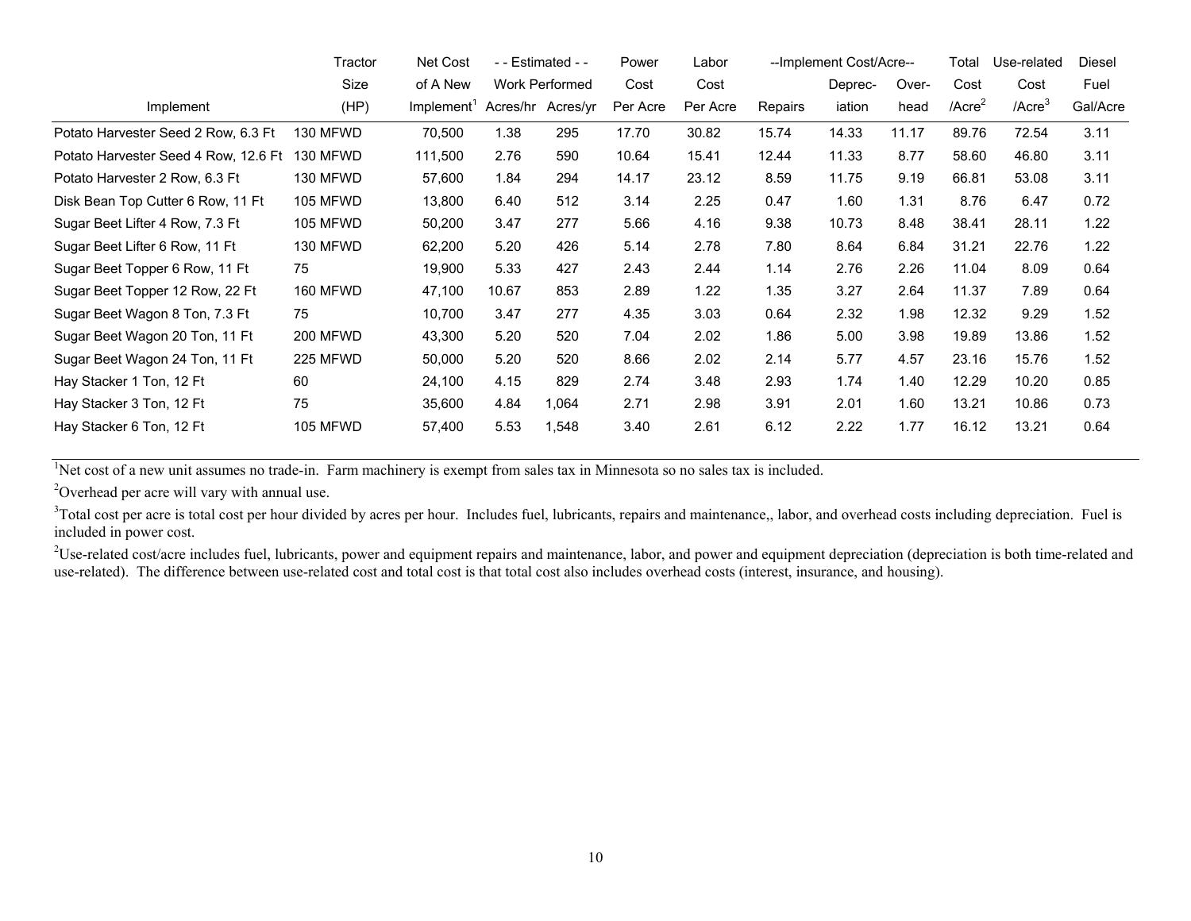| Implement | Tractor Size (HP) | Net Cost of A New Implement[1] | - - Estimated - - Work Performed Acres/hr | Acres/yr | Power Cost Per Acre | Labor Cost Per Acre | --Implement Cost/Acre-- Repairs | Deprec-iation | Over-head | Total Cost /Acre[2] | Use-related Cost /Acre[3] | Diesel Fuel Gal/Acre |
|---|---|---|---|---|---|---|---|---|---|---|---|---|
| Potato Harvester Seed 2 Row, 6.3 Ft | 130 MFWD | 70,500 | 1.38 | 295 | 17.70 | 30.82 | 15.74 | 14.33 | 11.17 | 89.76 | 72.54 | 3.11 |
| Potato Harvester Seed 4 Row, 12.6 Ft | 130 MFWD | 111,500 | 2.76 | 590 | 10.64 | 15.41 | 12.44 | 11.33 | 8.77 | 58.60 | 46.80 | 3.11 |
| Potato Harvester 2 Row, 6.3 Ft | 130 MFWD | 57,600 | 1.84 | 294 | 14.17 | 23.12 | 8.59 | 11.75 | 9.19 | 66.81 | 53.08 | 3.11 |
| Disk Bean Top Cutter 6 Row, 11 Ft | 105 MFWD | 13,800 | 6.40 | 512 | 3.14 | 2.25 | 0.47 | 1.60 | 1.31 | 8.76 | 6.47 | 0.72 |
| Sugar Beet Lifter 4 Row, 7.3 Ft | 105 MFWD | 50,200 | 3.47 | 277 | 5.66 | 4.16 | 9.38 | 10.73 | 8.48 | 38.41 | 28.11 | 1.22 |
| Sugar Beet Lifter 6 Row, 11 Ft | 130 MFWD | 62,200 | 5.20 | 426 | 5.14 | 2.78 | 7.80 | 8.64 | 6.84 | 31.21 | 22.76 | 1.22 |
| Sugar Beet Topper 6 Row, 11 Ft | 75 | 19,900 | 5.33 | 427 | 2.43 | 2.44 | 1.14 | 2.76 | 2.26 | 11.04 | 8.09 | 0.64 |
| Sugar Beet Topper 12 Row, 22 Ft | 160 MFWD | 47,100 | 10.67 | 853 | 2.89 | 1.22 | 1.35 | 3.27 | 2.64 | 11.37 | 7.89 | 0.64 |
| Sugar Beet Wagon 8 Ton, 7.3 Ft | 75 | 10,700 | 3.47 | 277 | 4.35 | 3.03 | 0.64 | 2.32 | 1.98 | 12.32 | 9.29 | 1.52 |
| Sugar Beet Wagon 20 Ton, 11 Ft | 200 MFWD | 43,300 | 5.20 | 520 | 7.04 | 2.02 | 1.86 | 5.00 | 3.98 | 19.89 | 13.86 | 1.52 |
| Sugar Beet Wagon 24 Ton, 11 Ft | 225 MFWD | 50,000 | 5.20 | 520 | 8.66 | 2.02 | 2.14 | 5.77 | 4.57 | 23.16 | 15.76 | 1.52 |
| Hay Stacker 1 Ton, 12 Ft | 60 | 24,100 | 4.15 | 829 | 2.74 | 3.48 | 2.93 | 1.74 | 1.40 | 12.29 | 10.20 | 0.85 |
| Hay Stacker 3 Ton, 12 Ft | 75 | 35,600 | 4.84 | 1,064 | 2.71 | 2.98 | 3.91 | 2.01 | 1.60 | 13.21 | 10.86 | 0.73 |
| Hay Stacker 6 Ton, 12 Ft | 105 MFWD | 57,400 | 5.53 | 1,548 | 3.40 | 2.61 | 6.12 | 2.22 | 1.77 | 16.12 | 13.21 | 0.64 |

[1]Net cost of a new unit assumes no trade-in. Farm machinery is exempt from sales tax in Minnesota so no sales tax is included.

[2]Overhead per acre will vary with annual use.

[3]Total cost per acre is total cost per hour divided by acres per hour. Includes fuel, lubricants, repairs and maintenance,, labor, and overhead costs including depreciation. Fuel is included in power cost.

[2]Use-related cost/acre includes fuel, lubricants, power and equipment repairs and maintenance, labor, and power and equipment depreciation (depreciation is both time-related and use-related). The difference between use-related cost and total cost is that total cost also includes overhead costs (interest, insurance, and housing).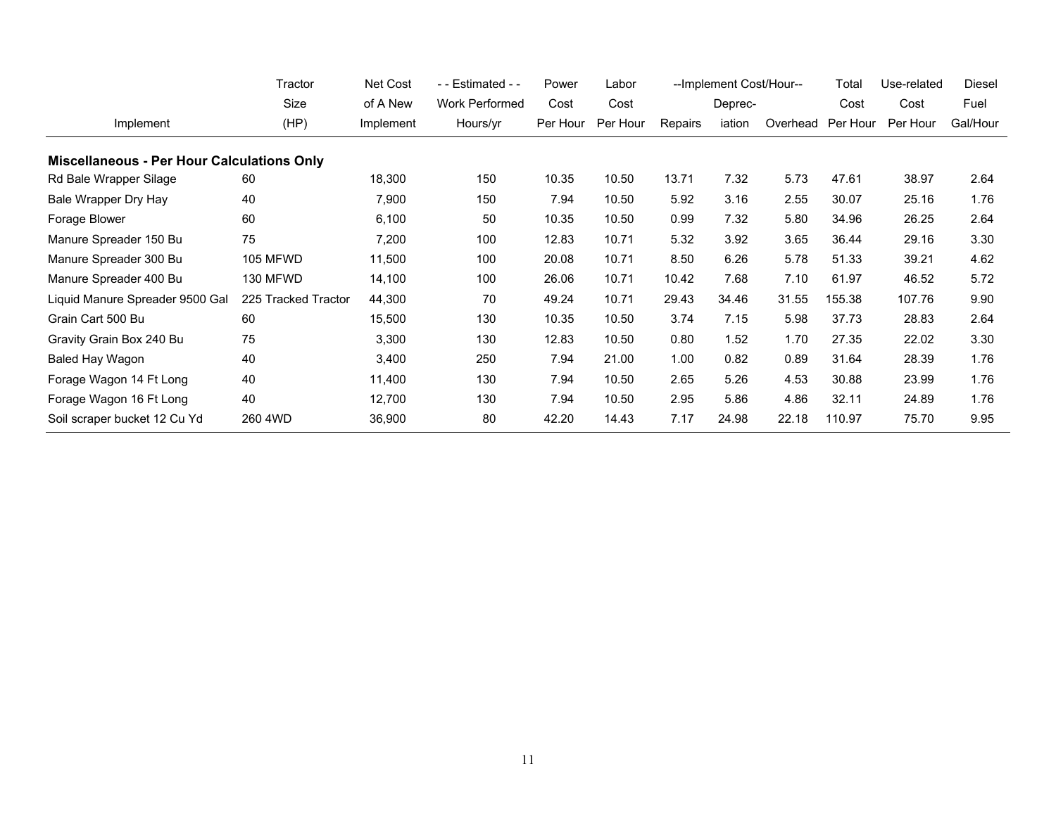| Implement | Tractor Size (HP) | Net Cost of A New Implement | - - Estimated - - Work Performed Hours/yr | Power Cost Per Hour | Labor Cost Per Hour | --Implement Cost/Hour-- Repairs | Depreciation | Overhead | Total Cost Per Hour | Use-related Cost Per Hour | Diesel Fuel Gal/Hour |
|---|---|---|---|---|---|---|---|---|---|---|---|
| **Miscellaneous - Per Hour Calculations Only** | | | | | | | | | | | |
| Rd Bale Wrapper Silage | 60 | 18,300 | 150 | 10.35 | 10.50 | 13.71 | 7.32 | 5.73 | 47.61 | 38.97 | 2.64 |
| Bale Wrapper Dry Hay | 40 | 7,900 | 150 | 7.94 | 10.50 | 5.92 | 3.16 | 2.55 | 30.07 | 25.16 | 1.76 |
| Forage Blower | 60 | 6,100 | 50 | 10.35 | 10.50 | 0.99 | 7.32 | 5.80 | 34.96 | 26.25 | 2.64 |
| Manure Spreader 150 Bu | 75 | 7,200 | 100 | 12.83 | 10.71 | 5.32 | 3.92 | 3.65 | 36.44 | 29.16 | 3.30 |
| Manure Spreader 300 Bu | 105 MFWD | 11,500 | 100 | 20.08 | 10.71 | 8.50 | 6.26 | 5.78 | 51.33 | 39.21 | 4.62 |
| Manure Spreader 400 Bu | 130 MFWD | 14,100 | 100 | 26.06 | 10.71 | 10.42 | 7.68 | 7.10 | 61.97 | 46.52 | 5.72 |
| Liquid Manure Spreader 9500 Gal | 225 Tracked Tractor | 44,300 | 70 | 49.24 | 10.71 | 29.43 | 34.46 | 31.55 | 155.38 | 107.76 | 9.90 |
| Grain Cart 500 Bu | 60 | 15,500 | 130 | 10.35 | 10.50 | 3.74 | 7.15 | 5.98 | 37.73 | 28.83 | 2.64 |
| Gravity Grain Box 240 Bu | 75 | 3,300 | 130 | 12.83 | 10.50 | 0.80 | 1.52 | 1.70 | 27.35 | 22.02 | 3.30 |
| Baled Hay Wagon | 40 | 3,400 | 250 | 7.94 | 21.00 | 1.00 | 0.82 | 0.89 | 31.64 | 28.39 | 1.76 |
| Forage Wagon 14 Ft Long | 40 | 11,400 | 130 | 7.94 | 10.50 | 2.65 | 5.26 | 4.53 | 30.88 | 23.99 | 1.76 |
| Forage Wagon 16 Ft Long | 40 | 12,700 | 130 | 7.94 | 10.50 | 2.95 | 5.86 | 4.86 | 32.11 | 24.89 | 1.76 |
| Soil scraper bucket 12 Cu Yd | 260 4WD | 36,900 | 80 | 42.20 | 14.43 | 7.17 | 24.98 | 22.18 | 110.97 | 75.70 | 9.95 |